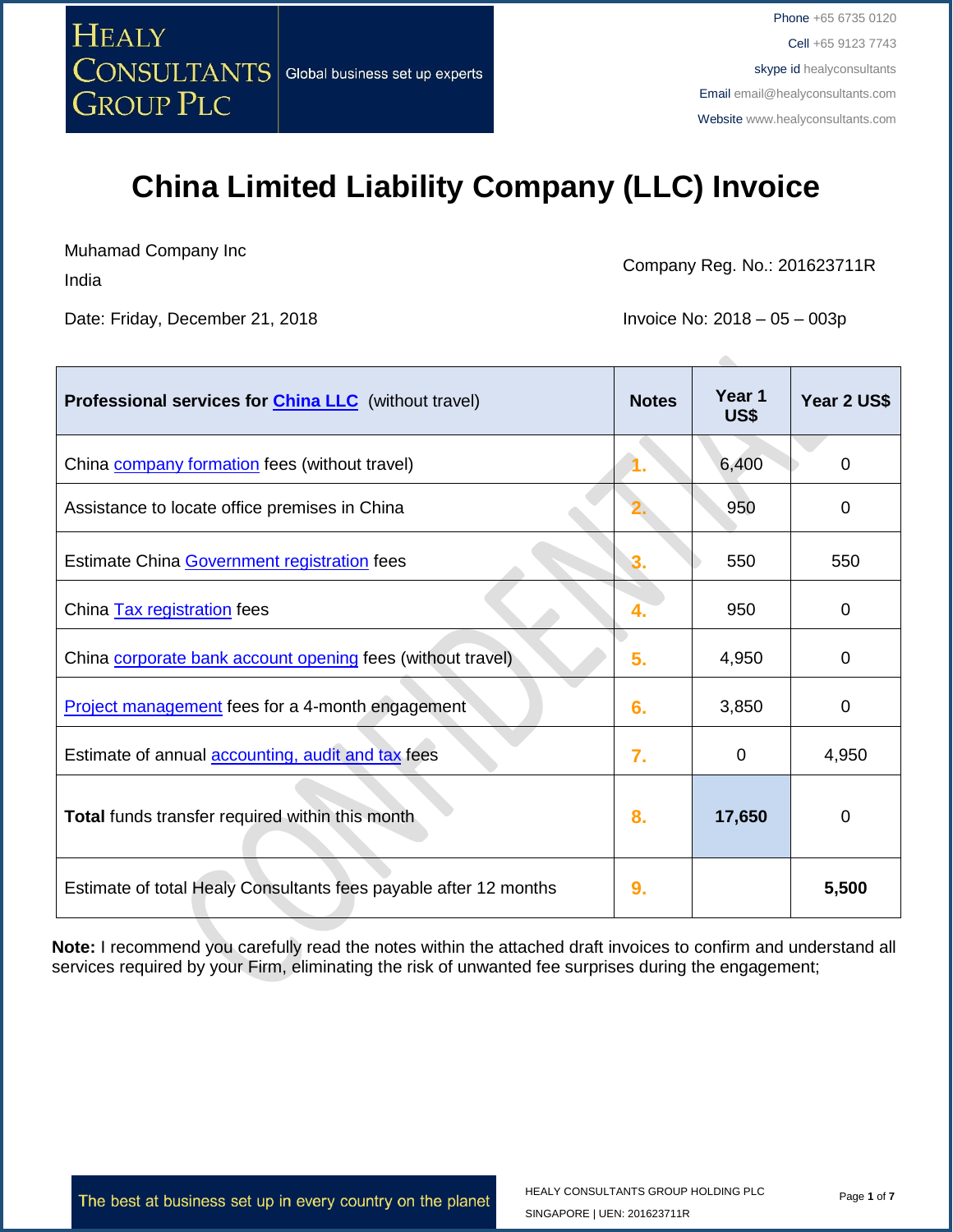HEALY CONSULTANTS GROUP PLC

Global business set up experts

Phone +65 6735 0120

Cell +65 9123 7743

skype id healyconsultants

Email email@healyconsultants.com

Website www.healyconsultants.com

# China Limited Liability Company (LLC) Invoice

Muhamad Company Inc

India

Company Reg. No.: 201623711R

Date: Friday, December 21, 2018

Invoice No: 2018 – 05 – 003p

| **Professional services for China LLC** (without travel) | **Notes** | **Year 1 US$** | **Year 2 US$** |
|---|---|---|---|
| China company formation fees (without travel) | 1. | 6,400 | 0 |
| Assistance to locate office premises in China | 2. | 950 | 0 |
| Estimate China Government registration fees | 3. | 550 | 550 |
| China Tax registration fees | 4. | 950 | 0 |
| China corporate bank account opening fees (without travel) | 5. | 4,950 | 0 |
| Project management fees for a 4-month engagement | 6. | 3,850 | 0 |
| Estimate of annual accounting, audit and tax fees | 7. | 0 | 4,950 |
| **Total** funds transfer required within this month | 8. | **17,650** | 0 |
| Estimate of total Healy Consultants fees payable after 12 months | 9. | | **5,500** |

**Note:** I recommend you carefully read the notes within the attached draft invoices to confirm and understand all services required by your Firm, eliminating the risk of unwanted fee surprises during the engagement;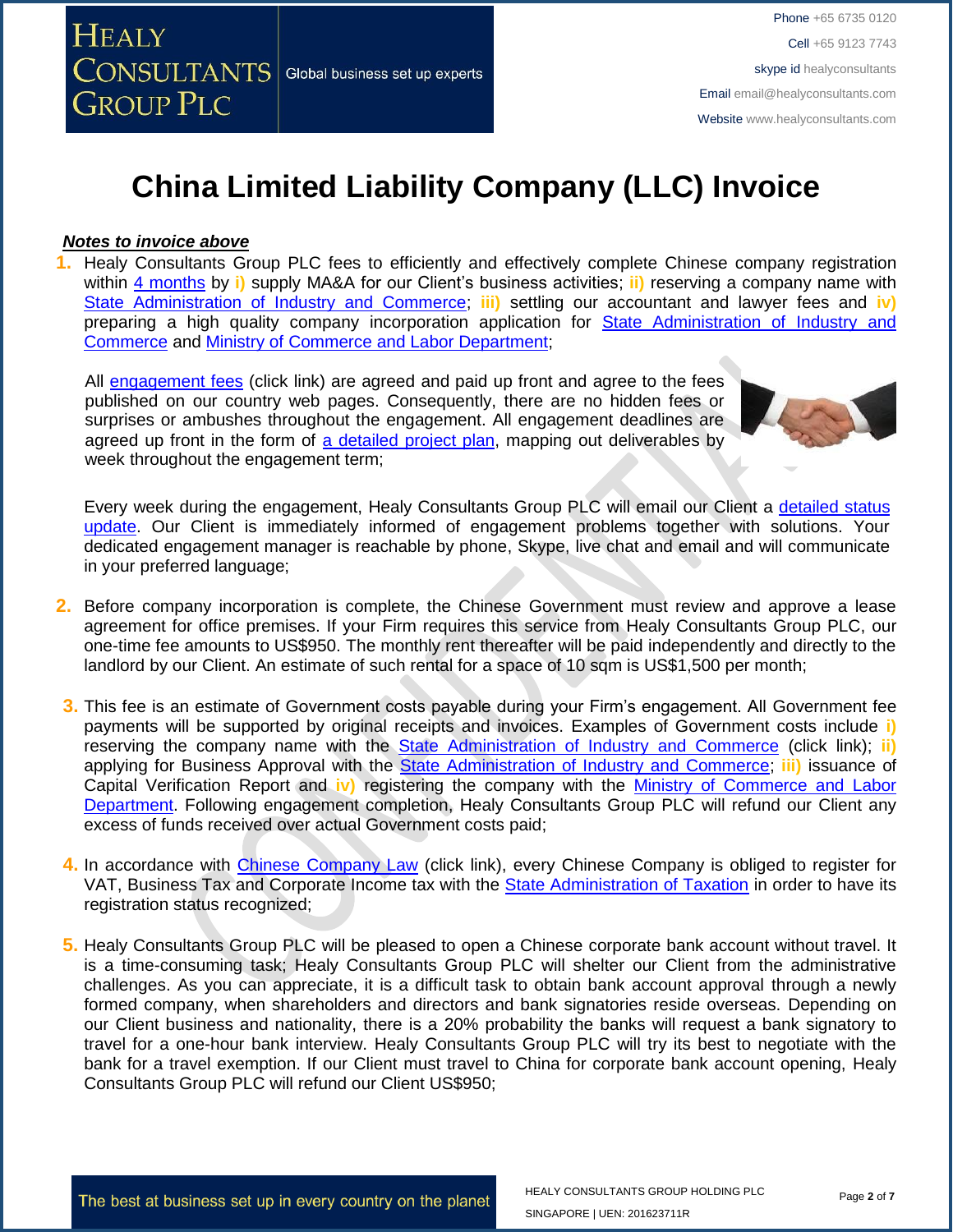# China Limited Liability Company (LLC) Invoice

***Notes to invoice above***

1. Healy Consultants Group PLC fees to efficiently and effectively complete Chinese company registration within 4 months by **i)** supply MA&A for our Client's business activities; **ii)** reserving a company name with State Administration of Industry and Commerce; **iii)** settling our accountant and lawyer fees and **iv)** preparing a high quality company incorporation application for State Administration of Industry and Commerce and Ministry of Commerce and Labor Department;

   All engagement fees (click link) are agreed and paid up front and agree to the fees published on our country web pages. Consequently, there are no hidden fees or surprises or ambushes throughout the engagement. All engagement deadlines are agreed up front in the form of a detailed project plan, mapping out deliverables by week throughout the engagement term;

   Every week during the engagement, Healy Consultants Group PLC will email our Client a detailed status update. Our Client is immediately informed of engagement problems together with solutions. Your dedicated engagement manager is reachable by phone, Skype, live chat and email and will communicate in your preferred language;

2. Before company incorporation is complete, the Chinese Government must review and approve a lease agreement for office premises. If your Firm requires this service from Healy Consultants Group PLC, our one-time fee amounts to US$950. The monthly rent thereafter will be paid independently and directly to the landlord by our Client. An estimate of such rental for a space of 10 sqm is US$1,500 per month;

3. This fee is an estimate of Government costs payable during your Firm's engagement. All Government fee payments will be supported by original receipts and invoices. Examples of Government costs include **i)** reserving the company name with the State Administration of Industry and Commerce (click link); **ii)** applying for Business Approval with the State Administration of Industry and Commerce; **iii)** issuance of Capital Verification Report and **iv)** registering the company with the Ministry of Commerce and Labor Department. Following engagement completion, Healy Consultants Group PLC will refund our Client any excess of funds received over actual Government costs paid;

4. In accordance with Chinese Company Law (click link), every Chinese Company is obliged to register for VAT, Business Tax and Corporate Income tax with the State Administration of Taxation in order to have its registration status recognized;

5. Healy Consultants Group PLC will be pleased to open a Chinese corporate bank account without travel. It is a time-consuming task; Healy Consultants Group PLC will shelter our Client from the administrative challenges. As you can appreciate, it is a difficult task to obtain bank account approval through a newly formed company, when shareholders and directors and bank signatories reside overseas. Depending on our Client business and nationality, there is a 20% probability the banks will request a bank signatory to travel for a one-hour bank interview. Healy Consultants Group PLC will try its best to negotiate with the bank for a travel exemption. If our Client must travel to China for corporate bank account opening, Healy Consultants Group PLC will refund our Client US$950;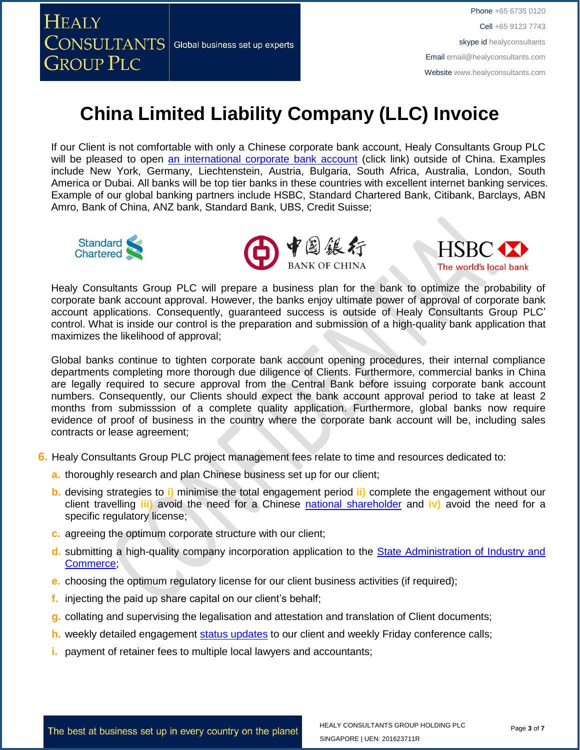# China Limited Liability Company (LLC) Invoice

If our Client is not comfortable with only a Chinese corporate bank account, Healy Consultants Group PLC will be pleased to open an international corporate bank account (click link) outside of China. Examples include New York, Germany, Liechtenstein, Austria, Bulgaria, South Africa, Australia, London, South America or Dubai. All banks will be top tier banks in these countries with excellent internet banking services. Example of our global banking partners include HSBC, Standard Chartered Bank, Citibank, Barclays, ABN Amro, Bank of China, ANZ bank, Standard Bank, UBS, Credit Suisse;

Healy Consultants Group PLC will prepare a business plan for the bank to optimize the probability of corporate bank account approval. However, the banks enjoy ultimate power of approval of corporate bank account applications. Consequently, guaranteed success is outside of Healy Consultants Group PLC' control. What is inside our control is the preparation and submission of a high-quality bank application that maximizes the likelihood of approval;

Global banks continue to tighten corporate bank account opening procedures, their internal compliance departments completing more thorough due diligence of Clients. Furthermore, commercial banks in China are legally required to secure approval from the Central Bank before issuing corporate bank account numbers. Consequently, our Clients should expect the bank account approval period to take at least 2 months from submisssion of a complete quality application. Furthermore, global banks now require evidence of proof of business in the country where the corporate bank account will be, including sales contracts or lease agreement;

6. Healy Consultants Group PLC project management fees relate to time and resources dedicated to:
   a. thoroughly research and plan Chinese business set up for our client;
   b. devising strategies to i) minimise the total engagement period ii) complete the engagement without our client travelling iii) avoid the need for a Chinese national shareholder and iv) avoid the need for a specific regulatory license;
   c. agreeing the optimum corporate structure with our client;
   d. submitting a high-quality company incorporation application to the State Administration of Industry and Commerce;
   e. choosing the optimum regulatory license for our client business activities (if required);
   f. injecting the paid up share capital on our client's behalf;
   g. collating and supervising the legalisation and attestation and translation of Client documents;
   h. weekly detailed engagement status updates to our client and weekly Friday conference calls;
   i. payment of retainer fees to multiple local lawyers and accountants;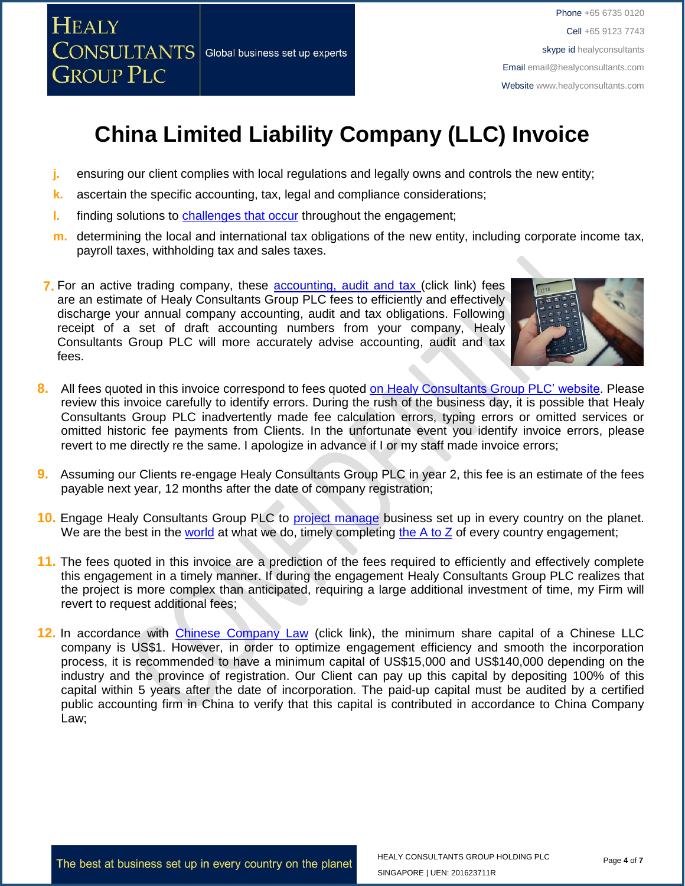# China Limited Liability Company (LLC) Invoice

j. ensuring our client complies with local regulations and legally owns and controls the new entity;

k. ascertain the specific accounting, tax, legal and compliance considerations;

l. finding solutions to challenges that occur throughout the engagement;

m. determining the local and international tax obligations of the new entity, including corporate income tax, payroll taxes, withholding tax and sales taxes.

7. For an active trading company, these accounting, audit and tax (click link) fees are an estimate of Healy Consultants Group PLC fees to efficiently and effectively discharge your annual company accounting, audit and tax obligations. Following receipt of a set of draft accounting numbers from your company, Healy Consultants Group PLC will more accurately advise accounting, audit and tax fees.

8. All fees quoted in this invoice correspond to fees quoted on Healy Consultants Group PLC' website. Please review this invoice carefully to identify errors. During the rush of the business day, it is possible that Healy Consultants Group PLC inadvertently made fee calculation errors, typing errors or omitted services or omitted historic fee payments from Clients. In the unfortunate event you identify invoice errors, please revert to me directly re the same. I apologize in advance if I or my staff made invoice errors;

9. Assuming our Clients re-engage Healy Consultants Group PLC in year 2, this fee is an estimate of the fees payable next year, 12 months after the date of company registration;

10. Engage Healy Consultants Group PLC to project manage business set up in every country on the planet. We are the best in the world at what we do, timely completing the A to Z of every country engagement;

11. The fees quoted in this invoice are a prediction of the fees required to efficiently and effectively complete this engagement in a timely manner. If during the engagement Healy Consultants Group PLC realizes that the project is more complex than anticipated, requiring a large additional investment of time, my Firm will revert to request additional fees;

12. In accordance with Chinese Company Law (click link), the minimum share capital of a Chinese LLC company is US$1. However, in order to optimize engagement efficiency and smooth the incorporation process, it is recommended to have a minimum capital of US$15,000 and US$140,000 depending on the industry and the province of registration. Our Client can pay up this capital by depositing 100% of this capital within 5 years after the date of incorporation. The paid-up capital must be audited by a certified public accounting firm in China to verify that this capital is contributed in accordance to China Company Law;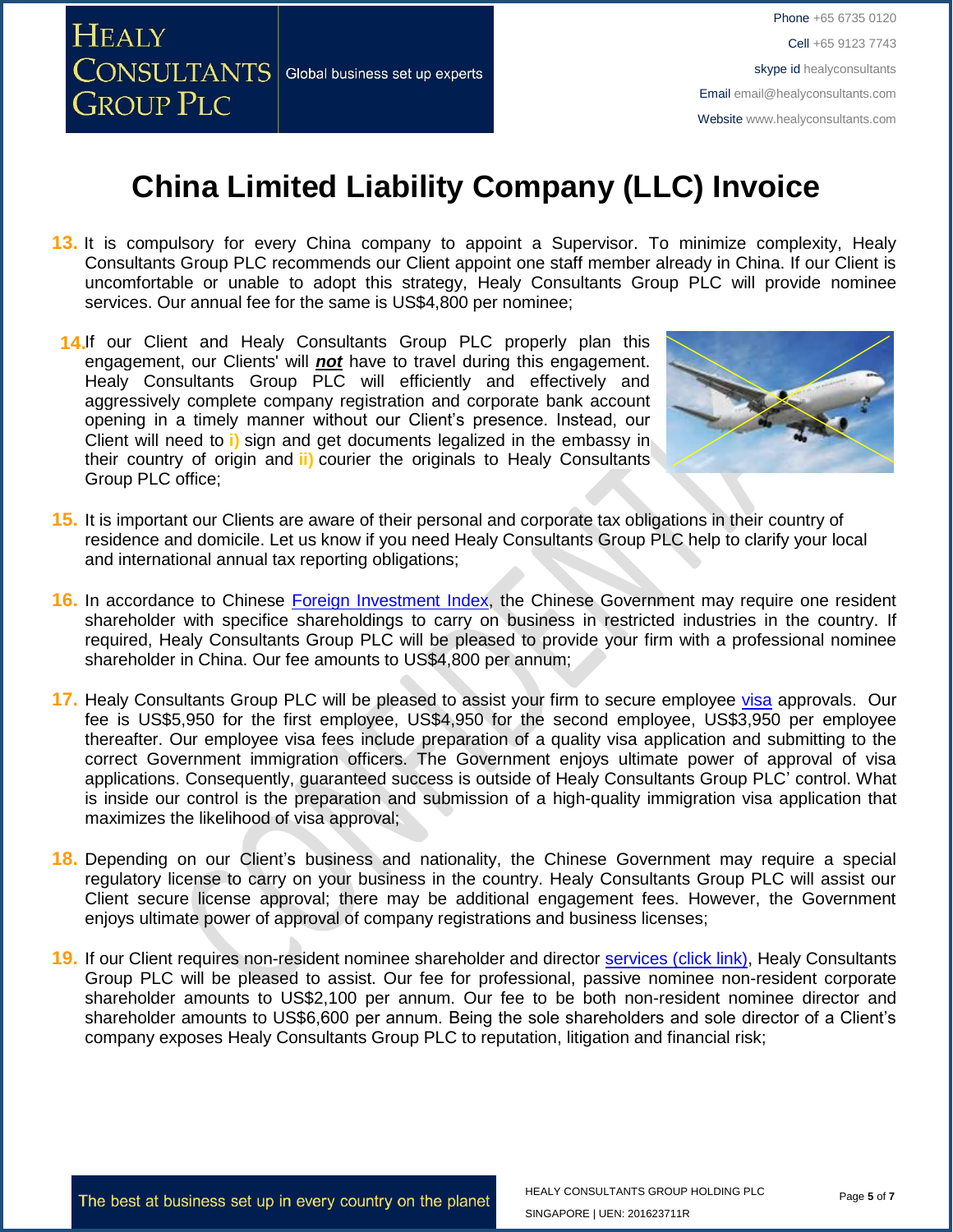# China Limited Liability Company (LLC) Invoice

13. It is compulsory for every China company to appoint a Supervisor. To minimize complexity, Healy Consultants Group PLC recommends our Client appoint one staff member already in China. If our Client is uncomfortable or unable to adopt this strategy, Healy Consultants Group PLC will provide nominee services. Our annual fee for the same is US$4,800 per nominee;

14. If our Client and Healy Consultants Group PLC properly plan this engagement, our Clients' will ***not*** have to travel during this engagement. Healy Consultants Group PLC will efficiently and effectively and aggressively complete company registration and corporate bank account opening in a timely manner without our Client's presence. Instead, our Client will need to **i)** sign and get documents legalized in the embassy in their country of origin and **ii)** courier the originals to Healy Consultants Group PLC office;

15. It is important our Clients are aware of their personal and corporate tax obligations in their country of residence and domicile. Let us know if you need Healy Consultants Group PLC help to clarify your local and international annual tax reporting obligations;

16. In accordance to Chinese Foreign Investment Index, the Chinese Government may require one resident shareholder with specifice shareholdings to carry on business in restricted industries in the country. If required, Healy Consultants Group PLC will be pleased to provide your firm with a professional nominee shareholder in China. Our fee amounts to US$4,800 per annum;

17. Healy Consultants Group PLC will be pleased to assist your firm to secure employee visa approvals. Our fee is US$5,950 for the first employee, US$4,950 for the second employee, US$3,950 per employee thereafter. Our employee visa fees include preparation of a quality visa application and submitting to the correct Government immigration officers. The Government enjoys ultimate power of approval of visa applications. Consequently, guaranteed success is outside of Healy Consultants Group PLC' control. What is inside our control is the preparation and submission of a high-quality immigration visa application that maximizes the likelihood of visa approval;

18. Depending on our Client's business and nationality, the Chinese Government may require a special regulatory license to carry on your business in the country. Healy Consultants Group PLC will assist our Client secure license approval; there may be additional engagement fees. However, the Government enjoys ultimate power of approval of company registrations and business licenses;

19. If our Client requires non-resident nominee shareholder and director services (click link), Healy Consultants Group PLC will be pleased to assist. Our fee for professional, passive nominee non-resident corporate shareholder amounts to US$2,100 per annum. Our fee to be both non-resident nominee director and shareholder amounts to US$6,600 per annum. Being the sole shareholders and sole director of a Client's company exposes Healy Consultants Group PLC to reputation, litigation and financial risk;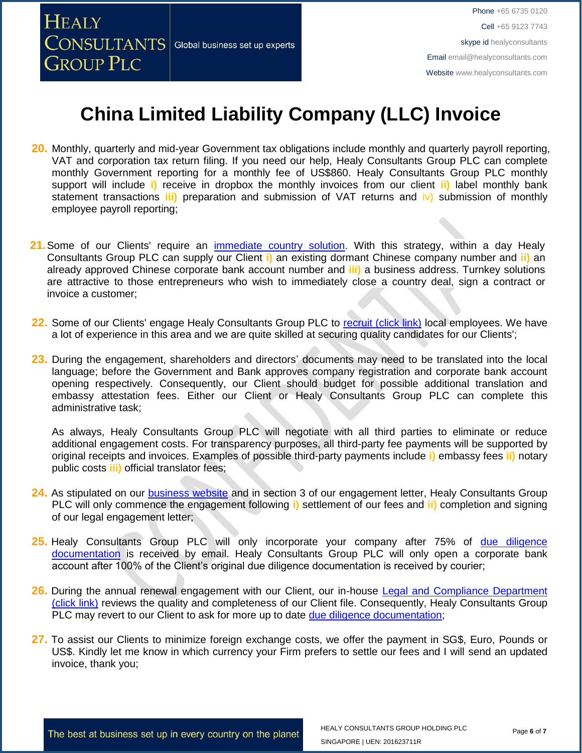# China Limited Liability Company (LLC) Invoice

20. Monthly, quarterly and mid-year Government tax obligations include monthly and quarterly payroll reporting, VAT and corporation tax return filing. If you need our help, Healy Consultants Group PLC can complete monthly Government reporting for a monthly fee of US$860. Healy Consultants Group PLC monthly support will include i) receive in dropbox the monthly invoices from our client ii) label monthly bank statement transactions iii) preparation and submission of VAT returns and iv) submission of monthly employee payroll reporting;

21. Some of our Clients' require an immediate country solution. With this strategy, within a day Healy Consultants Group PLC can supply our Client i) an existing dormant Chinese company number and ii) an already approved Chinese corporate bank account number and iii) a business address. Turnkey solutions are attractive to those entrepreneurs who wish to immediately close a country deal, sign a contract or invoice a customer;

22. Some of our Clients' engage Healy Consultants Group PLC to recruit (click link) local employees. We have a lot of experience in this area and we are quite skilled at securing quality candidates for our Clients';

23. During the engagement, shareholders and directors' documents may need to be translated into the local language; before the Government and Bank approves company registration and corporate bank account opening respectively. Consequently, our Client should budget for possible additional translation and embassy attestation fees. Either our Client or Healy Consultants Group PLC can complete this administrative task;

    As always, Healy Consultants Group PLC will negotiate with all third parties to eliminate or reduce additional engagement costs. For transparency purposes, all third-party fee payments will be supported by original receipts and invoices. Examples of possible third-party payments include i) embassy fees ii) notary public costs iii) official translator fees;

24. As stipulated on our business website and in section 3 of our engagement letter, Healy Consultants Group PLC will only commence the engagement following i) settlement of our fees and ii) completion and signing of our legal engagement letter;

25. Healy Consultants Group PLC will only incorporate your company after 75% of due diligence documentation is received by email. Healy Consultants Group PLC will only open a corporate bank account after 100% of the Client's original due diligence documentation is received by courier;

26. During the annual renewal engagement with our Client, our in-house Legal and Compliance Department (click link) reviews the quality and completeness of our Client file. Consequently, Healy Consultants Group PLC may revert to our Client to ask for more up to date due diligence documentation;

27. To assist our Clients to minimize foreign exchange costs, we offer the payment in SG$, Euro, Pounds or US$. Kindly let me know in which currency your Firm prefers to settle our fees and I will send an updated invoice, thank you;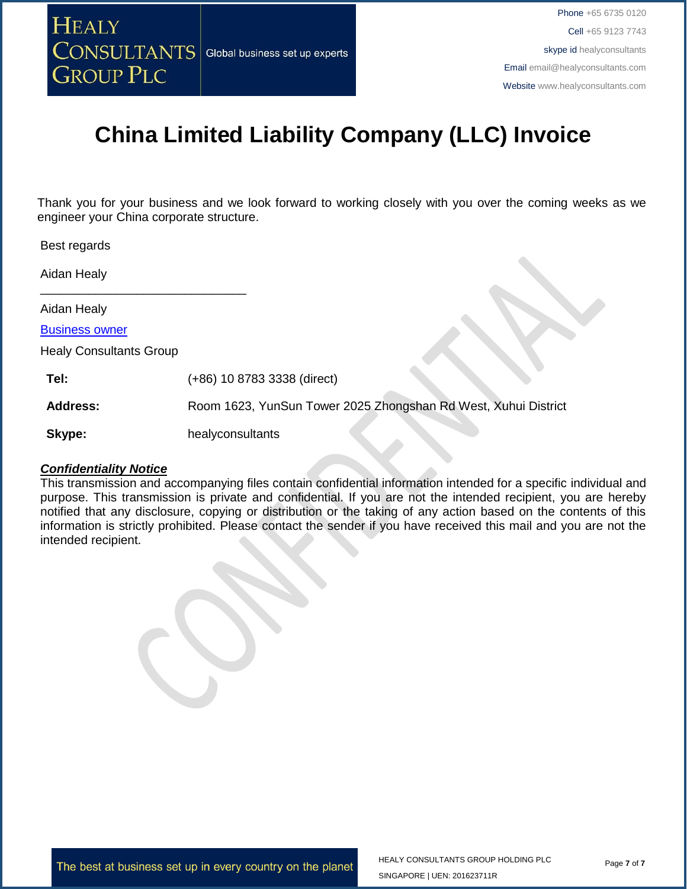# China Limited Liability Company (LLC) Invoice

Thank you for your business and we look forward to working closely with you over the coming weeks as we engineer your China corporate structure.

Best regards

Aidan Healy

______________________________

Aidan Healy

Business owner

Healy Consultants Group

| | |
|---|---|
| **Tel:** | (+86) 10 8783 3338 (direct) |
| **Address:** | Room 1623, YunSun Tower 2025 Zhongshan Rd West, Xuhui District |
| **Skype:** | healyconsultants |

***Confidentiality Notice***

This transmission and accompanying files contain confidential information intended for a specific individual and purpose. This transmission is private and confidential. If you are not the intended recipient, you are hereby notified that any disclosure, copying or distribution or the taking of any action based on the contents of this information is strictly prohibited. Please contact the sender if you have received this mail and you are not the intended recipient.